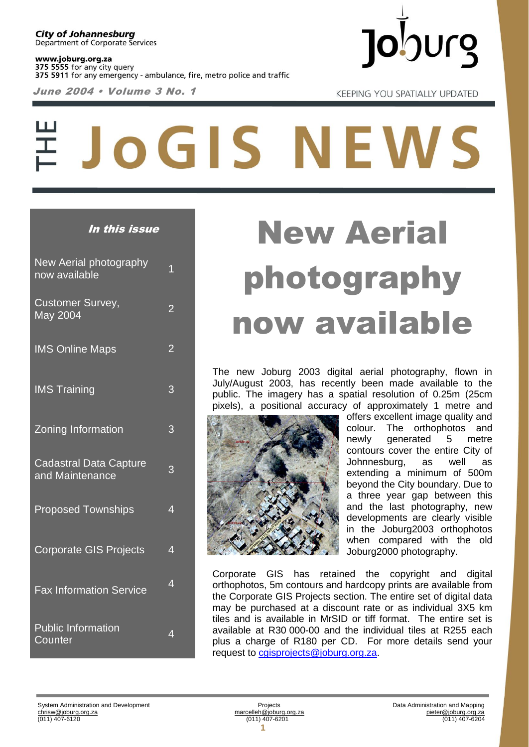**City of Johannesburg**
Department of Corporate Services

**www.joburg.org.za**
**375 5555** for any city query
**375 5911** for any emergency - ambulance, fire, metro police and traffic

***June 2004 • Volume 3 No. 1***

Joburg

KEEPING YOU SPATIALLY UPDATED

# THE JoGIS NEWS

***In this issue***

| | |
|---|---|
| New Aerial photography now available | 1 |
| Customer Survey, May 2004 | 2 |
| IMS Online Maps | 2 |
| IMS Training | 3 |
| Zoning Information | 3 |
| Cadastral Data Capture and Maintenance | 3 |
| Proposed Townships | 4 |
| Corporate GIS Projects | 4 |
| Fax Information Service | 4 |
| Public Information Counter | 4 |

## New Aerial photography now available

The new Joburg 2003 digital aerial photography, flown in July/August 2003, has recently been made available to the public. The imagery has a spatial resolution of 0.25m (25cm pixels), a positional accuracy of approximately 1 metre and offers excellent image quality and colour. The orthophotos and newly generated 5 metre contours cover the entire City of Johnnesburg, as well as extending a minimum of 500m beyond the City boundary. Due to a three year gap between this and the last photography, new developments are clearly visible in the Joburg2003 orthophotos when compared with the old Joburg2000 photography.

Corporate GIS has retained the copyright and digital orthophotos, 5m contours and hardcopy prints are available from the Corporate GIS Projects section. The entire set of digital data may be purchased at a discount rate or as individual 3X5 km tiles and is available in MrSID or tiff format. The entire set is available at R30 000-00 and the individual tiles at R255 each plus a charge of R180 per CD. For more details send your request to cgisprojects@joburg.org.za.

System Administration and Development
chrisw@joburg.org.za
(011) 407-6120

Projects
marcelleh@joburg.org.za
(011) 407-6201

Data Administration and Mapping
pieter@joburg.org.za
(011) 407-6204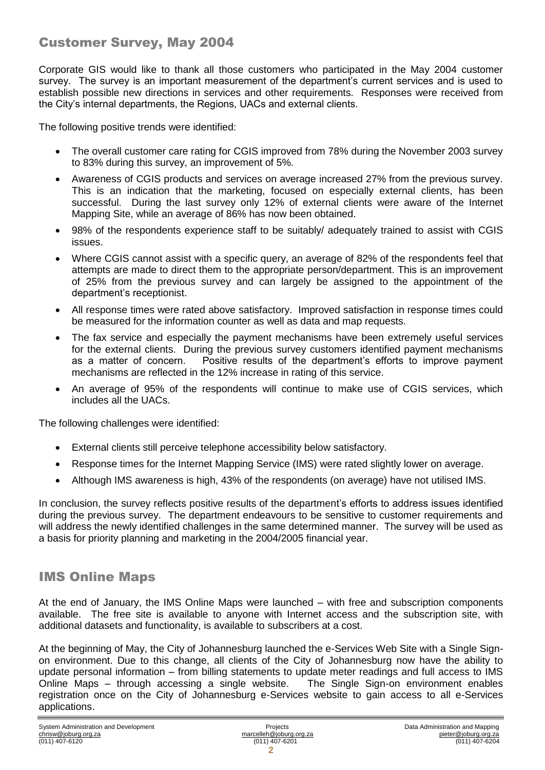## Customer Survey, May 2004

Corporate GIS would like to thank all those customers who participated in the May 2004 customer survey. The survey is an important measurement of the department's current services and is used to establish possible new directions in services and other requirements. Responses were received from the City's internal departments, the Regions, UACs and external clients.

The following positive trends were identified:

- The overall customer care rating for CGIS improved from 78% during the November 2003 survey to 83% during this survey, an improvement of 5%.
- Awareness of CGIS products and services on average increased 27% from the previous survey. This is an indication that the marketing, focused on especially external clients, has been successful. During the last survey only 12% of external clients were aware of the Internet Mapping Site, while an average of 86% has now been obtained.
- 98% of the respondents experience staff to be suitably/ adequately trained to assist with CGIS issues.
- Where CGIS cannot assist with a specific query, an average of 82% of the respondents feel that attempts are made to direct them to the appropriate person/department. This is an improvement of 25% from the previous survey and can largely be assigned to the appointment of the department's receptionist.
- All response times were rated above satisfactory. Improved satisfaction in response times could be measured for the information counter as well as data and map requests.
- The fax service and especially the payment mechanisms have been extremely useful services for the external clients. During the previous survey customers identified payment mechanisms as a matter of concern. Positive results of the department's efforts to improve payment mechanisms are reflected in the 12% increase in rating of this service.
- An average of 95% of the respondents will continue to make use of CGIS services, which includes all the UACs.

The following challenges were identified:

- External clients still perceive telephone accessibility below satisfactory.
- Response times for the Internet Mapping Service (IMS) were rated slightly lower on average.
- Although IMS awareness is high, 43% of the respondents (on average) have not utilised IMS.

In conclusion, the survey reflects positive results of the department's efforts to address issues identified during the previous survey. The department endeavours to be sensitive to customer requirements and will address the newly identified challenges in the same determined manner. The survey will be used as a basis for priority planning and marketing in the 2004/2005 financial year.

## IMS Online Maps

At the end of January, the IMS Online Maps were launched – with free and subscription components available. The free site is available to anyone with Internet access and the subscription site, with additional datasets and functionality, is available to subscribers at a cost.

At the beginning of May, the City of Johannesburg launched the e-Services Web Site with a Single Sign-on environment. Due to this change, all clients of the City of Johannesburg now have the ability to update personal information – from billing statements to update meter readings and full access to IMS Online Maps – through accessing a single website. The Single Sign-on environment enables registration once on the City of Johannesburg e-Services website to gain access to all e-Services applications.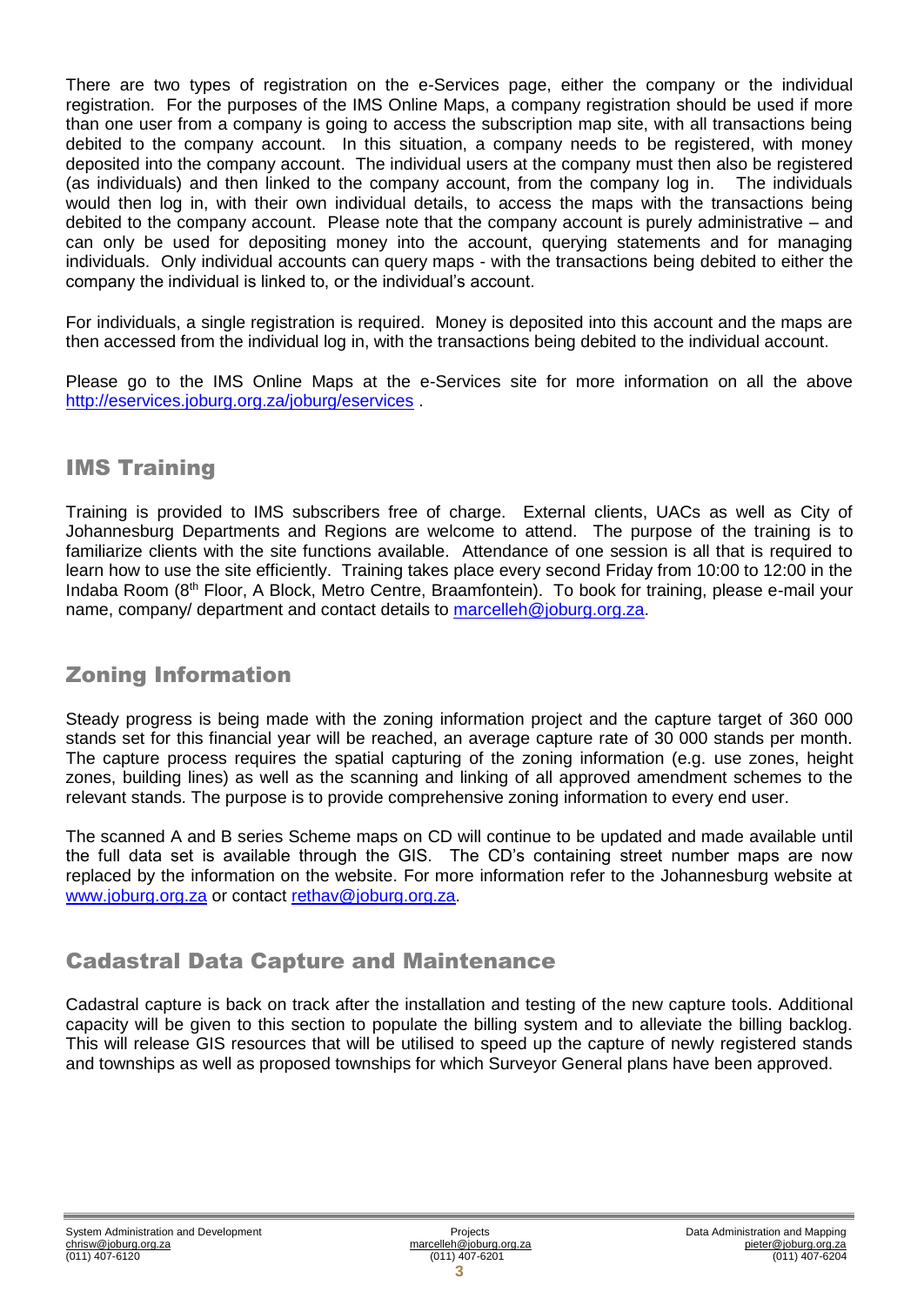There are two types of registration on the e-Services page, either the company or the individual registration. For the purposes of the IMS Online Maps, a company registration should be used if more than one user from a company is going to access the subscription map site, with all transactions being debited to the company account. In this situation, a company needs to be registered, with money deposited into the company account. The individual users at the company must then also be registered (as individuals) and then linked to the company account, from the company log in. The individuals would then log in, with their own individual details, to access the maps with the transactions being debited to the company account. Please note that the company account is purely administrative – and can only be used for depositing money into the account, querying statements and for managing individuals. Only individual accounts can query maps - with the transactions being debited to either the company the individual is linked to, or the individual's account.

For individuals, a single registration is required. Money is deposited into this account and the maps are then accessed from the individual log in, with the transactions being debited to the individual account.

Please go to the IMS Online Maps at the e-Services site for more information on all the above [http://eservices.joburg.org.za/joburg/eservices](http://eservices.joburg.org.za/joburg/eservices) .

## IMS Training

Training is provided to IMS subscribers free of charge. External clients, UACs as well as City of Johannesburg Departments and Regions are welcome to attend. The purpose of the training is to familiarize clients with the site functions available. Attendance of one session is all that is required to learn how to use the site efficiently. Training takes place every second Friday from 10:00 to 12:00 in the Indaba Room (8th Floor, A Block, Metro Centre, Braamfontein). To book for training, please e-mail your name, company/ department and contact details to [marcelleh@joburg.org.za](mailto:marcelleh@joburg.org.za).

## Zoning Information

Steady progress is being made with the zoning information project and the capture target of 360 000 stands set for this financial year will be reached, an average capture rate of 30 000 stands per month. The capture process requires the spatial capturing of the zoning information (e.g. use zones, height zones, building lines) as well as the scanning and linking of all approved amendment schemes to the relevant stands. The purpose is to provide comprehensive zoning information to every end user.

The scanned A and B series Scheme maps on CD will continue to be updated and made available until the full data set is available through the GIS. The CD's containing street number maps are now replaced by the information on the website. For more information refer to the Johannesburg website at [www.joburg.org.za](http://www.joburg.org.za) or contact [rethav@joburg.org.za](mailto:rethav@joburg.org.za).

## Cadastral Data Capture and Maintenance

Cadastral capture is back on track after the installation and testing of the new capture tools. Additional capacity will be given to this section to populate the billing system and to alleviate the billing backlog. This will release GIS resources that will be utilised to speed up the capture of newly registered stands and townships as well as proposed townships for which Surveyor General plans have been approved.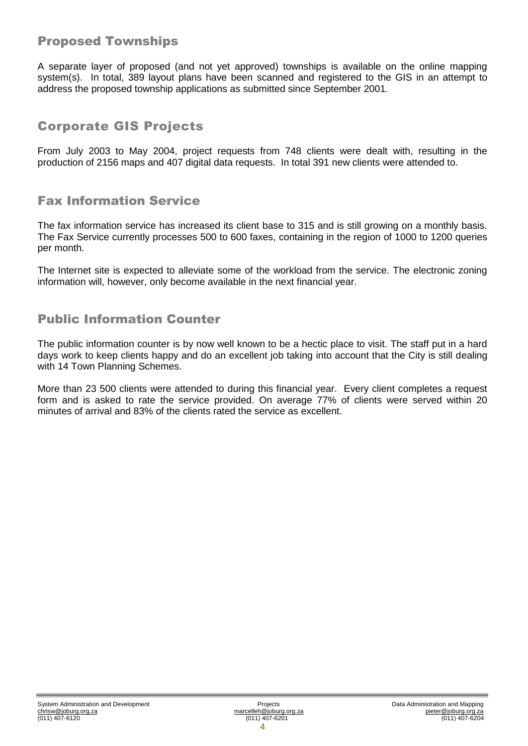## Proposed Townships

A separate layer of proposed (and not yet approved) townships is available on the online mapping system(s). In total, 389 layout plans have been scanned and registered to the GIS in an attempt to address the proposed township applications as submitted since September 2001.

## Corporate GIS Projects

From July 2003 to May 2004, project requests from 748 clients were dealt with, resulting in the production of 2156 maps and 407 digital data requests. In total 391 new clients were attended to.

## Fax Information Service

The fax information service has increased its client base to 315 and is still growing on a monthly basis. The Fax Service currently processes 500 to 600 faxes, containing in the region of 1000 to 1200 queries per month.

The Internet site is expected to alleviate some of the workload from the service. The electronic zoning information will, however, only become available in the next financial year.

## Public Information Counter

The public information counter is by now well known to be a hectic place to visit. The staff put in a hard days work to keep clients happy and do an excellent job taking into account that the City is still dealing with 14 Town Planning Schemes.

More than 23 500 clients were attended to during this financial year. Every client completes a request form and is asked to rate the service provided. On average 77% of clients were served within 20 minutes of arrival and 83% of the clients rated the service as excellent.

System Administration and Development
chrisw@joburg.org.za
(011) 407-6120

Projects
marcelleh@joburg.org.za
(011) 407-6201

Data Administration and Mapping
pieter@joburg.org.za
(011) 407-6204